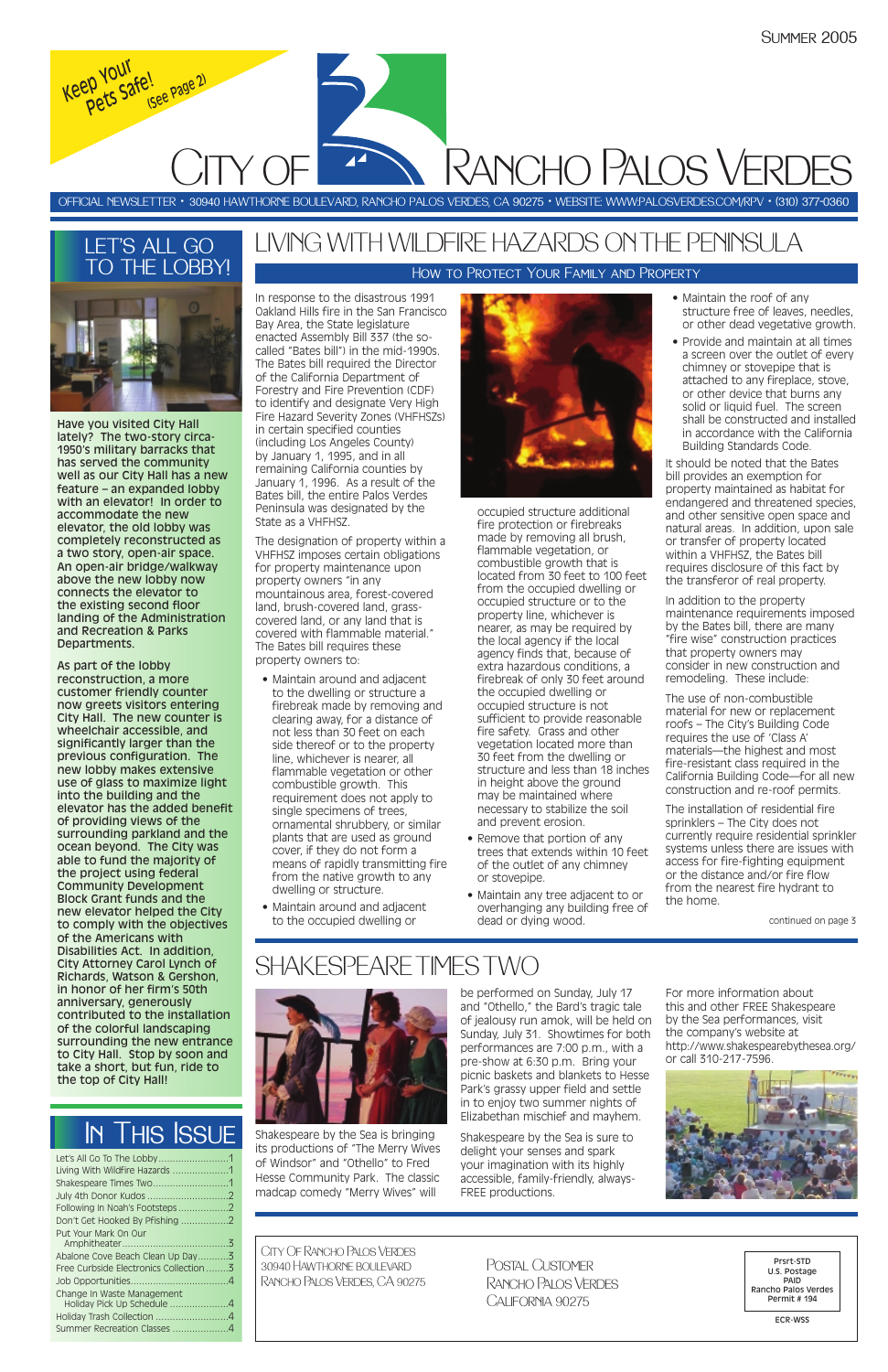Summer 2005

Keep Your Pets Safe! (See Page 2)

# City of Rancho Palos Verdes

OFFICIAL NEWSLETTER • 30940 HAWTHORNE BOULEVARD, RANCHO PALOS VERDES, CA 90275 • WEBSITE: WWW.PALOSVERDES.COM/RPV • (310) 377-0360

## LET'S ALL GO TO THE LOBBY!

Have you visited City Hall lately? The two-story circa-1950's military barracks that has served the community well as our City Hall has a new feature – an expanded lobby with an elevator! In order to accommodate the new elevator, the old lobby was completely reconstructed as a two story, open-air space. An open-air bridge/walkway above the new lobby now connects the elevator to the existing second floor landing of the Administration and Recreation & Parks Departments.

As part of the lobby reconstruction, a more customer friendly counter now greets visitors entering City Hall. The new counter is wheelchair accessible, and significantly larger than the previous configuration. The new lobby makes extensive use of glass to maximize light into the building and the elevator has the added benefit of providing views of the surrounding parkland and the ocean beyond. The City was able to fund the majority of the project using federal Community Development Block Grant funds and the new elevator helped the City to comply with the objectives of the Americans with Disabilities Act. In addition, City Attorney Carol Lynch of Richards, Watson & Gershon, in honor of her firm's 50th anniversary, generously contributed to the installation of the colorful landscaping surrounding the new entrance to City Hall. Stop by soon and take a short, but fun, ride to the top of City Hall!

## In This Issue

- Let's All Go To The Lobby ........ 1
- Living With Wildfire Hazards ........ 1
- Shakespeare Times Two ........ 1
- July 4th Donor Kudos ........ 2
- Following In Noah's Footsteps ........ 2
- Don't Get Hooked By Pfishing ........ 2
- Put Your Mark On Our Amphitheater ........ 3
- Abalone Cove Beach Clean Up Day ........ 3
- Free Curbside Electronics Collection ........ 3
- Job Opportunities ........ 4
- Change In Waste Management Holiday Pick Up Schedule ........ 4
- Holiday Trash Collection ........ 4
- Summer Recreation Classes ........ 4

## LIVING WITH WILDFIRE HAZARDS ON THE PENINSULA

### How to Protect Your Family and Property

In response to the disastrous 1991 Oakland Hills fire in the San Francisco Bay Area, the State legislature enacted Assembly Bill 337 (the so-called "Bates bill") in the mid-1990s. The Bates bill required the Director of the California Department of Forestry and Fire Prevention (CDF) to identify and designate Very High Fire Hazard Severity Zones (VHFHSZs) in certain specified counties (including Los Angeles County) by January 1, 1995, and in all remaining California counties by January 1, 1996. As a result of the Bates bill, the entire Palos Verdes Peninsula was designated by the State as a VHFHSZ.

The designation of property within a VHFHSZ imposes certain obligations for property maintenance upon property owners "in any mountainous area, forest-covered land, brush-covered land, grass-covered land, or any land that is covered with flammable material." The Bates bill requires these property owners to:

- Maintain around and adjacent to the dwelling or structure a firebreak made by removing and clearing away, for a distance of not less than 30 feet on each side thereof or to the property line, whichever is nearer, all flammable vegetation or other combustible growth. This requirement does not apply to single specimens of trees, ornamental shrubbery, or similar plants that are used as ground cover, if they do not form a means of rapidly transmitting fire from the native growth to any dwelling or structure.
- Maintain around and adjacent to the occupied dwelling or occupied structure additional fire protection or firebreaks made by removing all brush, flammable vegetation, or combustible growth that is located from 30 feet to 100 feet from the occupied dwelling or occupied structure or to the property line, whichever is nearer, as may be required by the local agency if the local agency finds that, because of extra hazardous conditions, a firebreak of only 30 feet around the occupied dwelling or occupied structure is not sufficient to provide reasonable fire safety. Grass and other vegetation located more than 30 feet from the dwelling or structure and less than 18 inches in height above the ground may be maintained where necessary to stabilize the soil and prevent erosion.
- Remove that portion of any trees that extends within 10 feet of the outlet of any chimney or stovepipe.
- Maintain any tree adjacent to or overhanging any building free of dead or dying wood.
- Maintain the roof of any structure free of leaves, needles, or other dead vegetative growth.
- Provide and maintain at all times a screen over the outlet of every chimney or stovepipe that is attached to any fireplace, stove, or other device that burns any solid or liquid fuel. The screen shall be constructed and installed in accordance with the California Building Standards Code.

It should be noted that the Bates bill provides an exemption for property maintained as habitat for endangered and threatened species, and other sensitive open space and natural areas. In addition, upon sale or transfer of property located within a VHFHSZ, the Bates bill requires disclosure of this fact by the transferor of real property.

In addition to the property maintenance requirements imposed by the Bates bill, there are many "fire wise" construction practices that property owners may consider in new construction and remodeling. These include:

The use of non-combustible material for new or replacement roofs – The City's Building Code requires the use of 'Class A' materials—the highest and most fire-resistant class required in the California Building Code—for all new construction and re-roof permits.

The installation of residential fire sprinklers – The City does not currently require residential sprinkler systems unless there are issues with access for fire-fighting equipment or the distance and/or fire flow from the nearest fire hydrant to the home.

continued on page 3

## SHAKESPEARE TIMES TWO

Shakespeare by the Sea is bringing its productions of "The Merry Wives of Windsor" and "Othello" to Fred Hesse Community Park. The classic madcap comedy "Merry Wives" will be performed on Sunday, July 17 and "Othello," the Bard's tragic tale of jealousy run amok, will be held on Sunday, July 31. Showtimes for both performances are 7:00 p.m., with a pre-show at 6:30 p.m. Bring your picnic baskets and blankets to Hesse Park's grassy upper field and settle in to enjoy two summer nights of Elizabethan mischief and mayhem.

Shakespeare by the Sea is sure to delight your senses and spark your imagination with its highly accessible, family-friendly, always-FREE productions.

For more information about this and other FREE Shakespeare by the Sea performances, visit the company's website at http://www.shakespearebythesea.org/ or call 310-217-7596.

City Of Rancho Palos Verdes
30940 Hawthorne Boulevard
Rancho Palos Verdes, CA 90275

Postal Customer
Rancho Palos Verdes
California 90275

Prsrt-STD
U.S. Postage
PAID
Rancho Palos Verdes
Permit # 194

ECR-WSS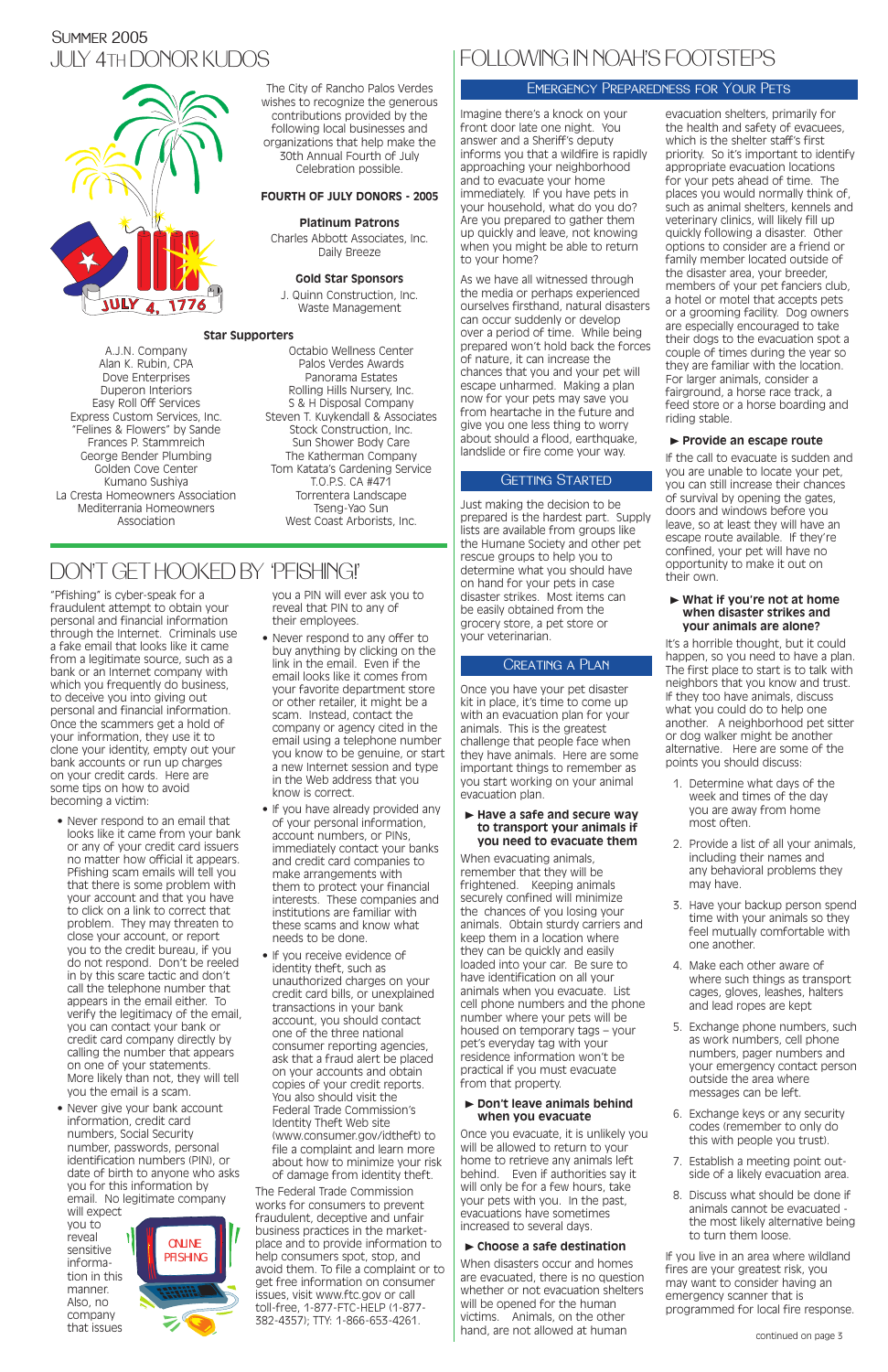# Summer 2005

## July 4th Donor Kudos

The City of Rancho Palos Verdes wishes to recognize the generous contributions provided by the following local businesses and organizations that help make the 30th Annual Fourth of July Celebration possible.

**FOURTH OF JULY DONORS - 2005**

**Platinum Patrons**

Charles Abbott Associates, Inc.
Daily Breeze

**Gold Star Sponsors**

J. Quinn Construction, Inc.
Waste Management

**Star Supporters**

A.J.N. Company
Alan K. Rubin, CPA
Dove Enterprises
Duperon Interiors
Easy Roll Off Services
Express Custom Services, Inc.
"Felines & Flowers" by Sande
Frances P. Stammreich
George Bender Plumbing
Golden Cove Center
Kumano Sushiya
La Cresta Homeowners Association
Mediterrania Homeowners Association
Octabio Wellness Center
Palos Verdes Awards
Panorama Estates
Rolling Hills Nursery, Inc.
S & H Disposal Company
Steven T. Kuykendall & Associates
Stock Construction, Inc.
Sun Shower Body Care
The Katherman Company
Tom Katata's Gardening Service
T.O.P.S. CA #471
Torrentera Landscape
Tseng-Yao Sun
West Coast Arborists, Inc.

## Don't Get Hooked by 'Pfishing!'

"Pfishing" is cyber-speak for a fraudulent attempt to obtain your personal and financial information through the Internet. Criminals use a fake email that looks like it came from a legitimate source, such as a bank or an Internet company with which you frequently do business, to deceive you into giving out personal and financial information. Once the scammers get a hold of your information, they use it to clone your identity, empty out your bank accounts or run up charges on your credit cards. Here are some tips on how to avoid becoming a victim:

- Never respond to an email that looks like it came from your bank or any of your credit card issuers no matter how official it appears. Pfishing scam emails will tell you that there is some problem with your account and that you have to click on a link to correct that problem. They may threaten to close your account, or report you to the credit bureau, if you do not respond. Don't be reeled in by this scare tactic and don't call the telephone number that appears in the email either. To verify the legitimacy of the email, you can contact your bank or credit card company directly by calling the number that appears on one of your statements. More likely than not, they will tell you the email is a scam.
- Never give your bank account information, credit card numbers, Social Security number, passwords, personal identification numbers (PIN), or date of birth to anyone who asks you for this information by email. No legitimate company will expect you to reveal sensitive information in this manner. Also, no company that issues you a PIN will ever ask you to reveal that PIN to any of their employees.
- Never respond to any offer to buy anything by clicking on the link in the email. Even if the email looks like it comes from your favorite department store or other retailer, it might be a scam. Instead, contact the company or agency cited in the email using a telephone number you know to be genuine, or start a new Internet session and type in the Web address that you know is correct.
- If you have already provided any of your personal information, account numbers, or PINs, immediately contact your banks and credit card companies to make arrangements with them to protect your financial interests. These companies and institutions are familiar with these scams and know what needs to be done.
- If you receive evidence of identity theft, such as unauthorized charges on your credit card bills, or unexplained transactions in your bank account, you should contact one of the three national consumer reporting agencies, ask that a fraud alert be placed on your accounts and obtain copies of your credit reports. You also should visit the Federal Trade Commission's Identity Theft Web site (www.consumer.gov/idtheft) to file a complaint and learn more about how to minimize your risk of damage from identity theft.

The Federal Trade Commission works for consumers to prevent fraudulent, deceptive and unfair business practices in the marketplace and to provide information to help consumers spot, stop, and avoid them. To file a complaint or to get free information on consumer issues, visit www.ftc.gov or call toll-free, 1-877-FTC-HELP (1-877-382-4357); TTY: 1-866-653-4261.

## Following in Noah's Footsteps

### Emergency Preparedness for Your Pets

Imagine there's a knock on your front door late one night. You answer and a Sheriff's deputy informs you that a wildfire is rapidly approaching your neighborhood and to evacuate your home immediately. If you have pets in your household, what do you do? Are you prepared to gather them up quickly and leave, not knowing when you might be able to return to your home?

As we have all witnessed through the media or perhaps experienced ourselves firsthand, natural disasters can occur suddenly or develop over a period of time. While being prepared won't hold back the forces of nature, it can increase the chances that you and your pet will escape unharmed. Making a plan now for your pets may save you from heartache in the future and give you one less thing to worry about should a flood, earthquake, landslide or fire come your way.

### Getting Started

Just making the decision to be prepared is the hardest part. Supply lists are available from groups like the Humane Society and other pet rescue groups to help you to determine what you should have on hand for your pets in case disaster strikes. Most items can be easily obtained from the grocery store, a pet store or your veterinarian.

### Creating a Plan

Once you have your pet disaster kit in place, it's time to come up with an evacuation plan for your animals. This is the greatest challenge that people face when they have animals. Here are some important things to remember as you start working on your animal evacuation plan.

**▶ Have a safe and secure way to transport your animals if you need to evacuate them**

When evacuating animals, remember that they will be frightened. Keeping animals securely confined will minimize the chances of you losing your animals. Obtain sturdy carriers and keep them in a location where they can be quickly and easily loaded into your car. Be sure to have identification on all your animals when you evacuate. List cell phone numbers and the phone number where your pets will be housed on temporary tags – your pet's everyday tag with your residence information won't be practical if you must evacuate from that property.

**▶ Don't leave animals behind when you evacuate**

Once you evacuate, it is unlikely you will be allowed to return to your home to retrieve any animals left behind. Even if authorities say it will only be for a few hours, take your pets with you. In the past, evacuations have sometimes increased to several days.

**▶ Choose a safe destination**

When disasters occur and homes are evacuated, there is no question whether or not evacuation shelters will be opened for the human victims. Animals, on the other hand, are not allowed at human evacuation shelters, primarily for the health and safety of evacuees, which is the shelter staff's first priority. So it's important to identify appropriate evacuation locations for your pets ahead of time. The places you would normally think of, such as animal shelters, kennels and veterinary clinics, will likely fill up quickly following a disaster. Other options to consider are a friend or family member located outside of the disaster area, your breeder, members of your pet fanciers club, a hotel or motel that accepts pets or a grooming facility. Dog owners are especially encouraged to take their dogs to the evacuation spot a couple of times during the year so they are familiar with the location. For larger animals, consider a fairground, a horse race track, a feed store or a horse boarding and riding stable.

**▶ Provide an escape route**

If the call to evacuate is sudden and you are unable to locate your pet, you can still increase their chances of survival by opening the gates, doors and windows before you leave, so at least they will have an escape route available. If they're confined, your pet will have no opportunity to make it out on their own.

**▶ What if you're not at home when disaster strikes and your animals are alone?**

It's a horrible thought, but it could happen, so you need to have a plan. The first place to start is to talk with neighbors that you know and trust. If they too have animals, discuss what you could do to help one another. A neighborhood pet sitter or dog walker might be another alternative. Here are some of the points you should discuss:

1. Determine what days of the week and times of the day you are away from home most often.
2. Provide a list of all your animals, including their names and any behavioral problems they may have.
3. Have your backup person spend time with your animals so they feel mutually comfortable with one another.
4. Make each other aware of where such things as transport cages, gloves, leashes, halters and lead ropes are kept
5. Exchange phone numbers, such as work numbers, cell phone numbers, pager numbers and your emergency contact person outside the area where messages can be left.
6. Exchange keys or any security codes (remember to only do this with people you trust).
7. Establish a meeting point outside of a likely evacuation area.
8. Discuss what should be done if animals cannot be evacuated - the most likely alternative being to turn them loose.

If you live in an area where wildland fires are your greatest risk, you may want to consider having an emergency scanner that is programmed for local fire response.

continued on page 3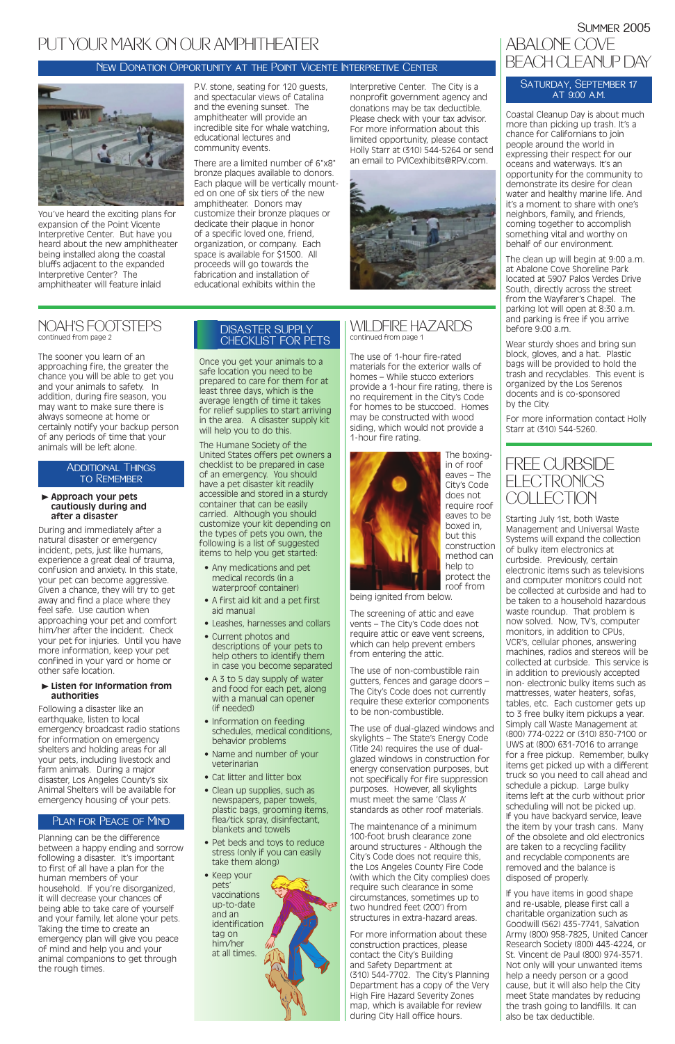# PUT YOUR MARK ON OUR AMPHITHEATER

## New Donation Opportunity at the Point Vicente Interpretive Center

You've heard the exciting plans for expansion of the Point Vicente Interpretive Center. But have you heard about the new amphitheater being installed along the coastal bluffs adjacent to the expanded Interpretive Center? The amphitheater will feature inlaid P.V. stone, seating for 120 guests, and spectacular views of Catalina and the evening sunset. The amphitheater will provide an incredible site for whale watching, educational lectures and community events.

There are a limited number of 6"x8" bronze plaques available to donors. Each plaque will be vertically mounted on one of six tiers of the new amphitheater. Donors may customize their bronze plaques or dedicate their plaque in honor of a specific loved one, friend, organization, or company. Each space is available for $1500. All proceeds will go towards the fabrication and installation of educational exhibits within the Interpretive Center. The City is a nonprofit government agency and donations may be tax deductible. Please check with your tax advisor. For more information about this limited opportunity, please contact Holly Starr at (310) 544-5264 or send an email to PVICexhibits@RPV.com.

# ABALONE COVE BEACH CLEANUP DAY

## Saturday, September 17 at 9:00 A.M.

Coastal Cleanup Day is about much more than picking up trash. It's a chance for Californians to join people around the world in expressing their respect for our oceans and waterways. It's an opportunity for the community to demonstrate its desire for clean water and healthy marine life. And it's a moment to share with one's neighbors, family, and friends, coming together to accomplish something vital and worthy on behalf of our environment.

The clean up will begin at 9:00 a.m. at Abalone Cove Shoreline Park located at 5907 Palos Verdes Drive South, directly across the street from the Wayfarer's Chapel. The parking lot will open at 8:30 a.m. and parking is free if you arrive before 9:00 a.m.

Wear sturdy shoes and bring sun block, gloves, and a hat. Plastic bags will be provided to hold the trash and recyclables. This event is organized by the Los Serenos docents and is co-sponsored by the City.

For more information contact Holly Starr at (310) 544-5260.

# NOAH'S FOOTSTEPS

continued from page 2

The sooner you learn of an approaching fire, the greater the chance you will be able to get you and your animals to safety. In addition, during fire season, you may want to make sure there is always someone at home or certainly notify your backup person of any periods of time that your animals will be left alone.

## Additional Things to Remember

**▶ Approach your pets cautiously during and after a disaster**

During and immediately after a natural disaster or emergency incident, pets, just like humans, experience a great deal of trauma, confusion and anxiety. In this state, your pet can become aggressive. Given a chance, they will try to get away and find a place where they feel safe. Use caution when approaching your pet and comfort him/her after the incident. Check your pet for injuries. Until you have more information, keep your pet confined in your yard or home or other safe location.

**▶ Listen for information from authorities**

Following a disaster like an earthquake, listen to local emergency broadcast radio stations for information on emergency shelters and holding areas for all your pets, including livestock and farm animals. During a major disaster, Los Angeles County's six Animal Shelters will be available for emergency housing of your pets.

## Plan for Peace of Mind

Planning can be the difference between a happy ending and sorrow following a disaster. It's important to first of all have a plan for the human members of your household. If you're disorganized, it will decrease your chances of being able to take care of yourself and your family, let alone your pets. Taking the time to create an emergency plan will give you peace of mind and help you and your animal companions to get through the rough times.

# DISASTER SUPPLY CHECKLIST FOR PETS

Once you get your animals to a safe location you need to be prepared to care for them for at least three days, which is the average length of time it takes for relief supplies to start arriving in the area. A disaster supply kit will help you to do this.

The Humane Society of the United States offers pet owners a checklist to be prepared in case of an emergency. You should have a pet disaster kit readily accessible and stored in a sturdy container that can be easily carried. Although you should customize your kit depending on the types of pets you own, the following is a list of suggested items to help you get started:

- Any medications and pet medical records (in a waterproof container)
- A first aid kit and a pet first aid manual
- Leashes, harnesses and collars
- Current photos and descriptions of your pets to help others to identify them in case you become separated
- A 3 to 5 day supply of water and food for each pet, along with a manual can opener (if needed)
- Information on feeding schedules, medical conditions, behavior problems
- Name and number of your veterinarian
- Cat litter and litter box
- Clean up supplies, such as newspapers, paper towels, plastic bags, grooming items, flea/tick spray, disinfectant, blankets and towels
- Pet beds and toys to reduce stress (only if you can easily take them along)
- Keep your pets' vaccinations up-to-date and an identification tag on him/her at all times.

# WILDFIRE HAZARDS

continued from page 1

The use of 1-hour fire-rated materials for the exterior walls of homes – While stucco exteriors provide a 1-hour fire rating, there is no requirement in the City's Code for homes to be stuccoed. Homes may be constructed with wood siding, which would not provide a 1-hour fire rating.

The boxing-in of roof eaves – The City's Code does not require roof eaves to be boxed in, but this construction method can help to protect the roof from being ignited from below.

The screening of attic and eave vents – The City's Code does not require attic or eave vent screens, which can help prevent embers from entering the attic.

The use of non-combustible rain gutters, fences and garage doors – The City's Code does not currently require these exterior components to be non-combustible.

The use of dual-glazed windows and skylights – The State's Energy Code (Title 24) requires the use of dual-glazed windows in construction for energy conservation purposes, but not specifically for fire suppression purposes. However, all skylights must meet the same 'Class A' standards as other roof materials.

The maintenance of a minimum 100-foot brush clearance zone around structures - Although the City's Code does not require this, the Los Angeles County Fire Code (with which the City complies) does require such clearance in some circumstances, sometimes up to two hundred feet (200') from structures in extra-hazard areas.

For more information about these construction practices, please contact the City's Building and Safety Department at (310) 544-7702. The City's Planning Department has a copy of the Very High Fire Hazard Severity Zones map, which is available for review during City Hall office hours.

# FREE CURBSIDE ELECTRONICS COLLECTION

Starting July 1st, both Waste Management and Universal Waste Systems will expand the collection of bulky item electronics at curbside. Previously, certain electronic items such as televisions and computer monitors could not be collected at curbside and had to be taken to a household hazardous waste roundup. That problem is now solved. Now, TV's, computer monitors, in addition to CPUs, VCR's, cellular phones, answering machines, radios and stereos will be collected at curbside. This service is in addition to previously accepted non- electronic bulky items such as mattresses, water heaters, sofas, tables, etc. Each customer gets up to 3 free bulky item pickups a year. Simply call Waste Management at (800) 774-0222 or (310) 830-7100 or UWS at (800) 631-7016 to arrange for a free pickup. Remember, bulky items get picked up with a different truck so you need to call ahead and schedule a pickup. Large bulky items left at the curb without prior scheduling will not be picked up. If you have backyard service, leave the item by your trash cans. Many of the obsolete and old electronics are taken to a recycling facility and recyclable components are removed and the balance is disposed of properly.

If you have items in good shape and re-usable, please first call a charitable organization such as Goodwill (562) 435-7741, Salvation Army (800) 958-7825, United Cancer Research Society (800) 443-4224, or St. Vincent de Paul (800) 974-3571. Not only will your unwanted items help a needy person or a good cause, but it will also help the City meet State mandates by reducing the trash going to landfills. It can also be tax deductible.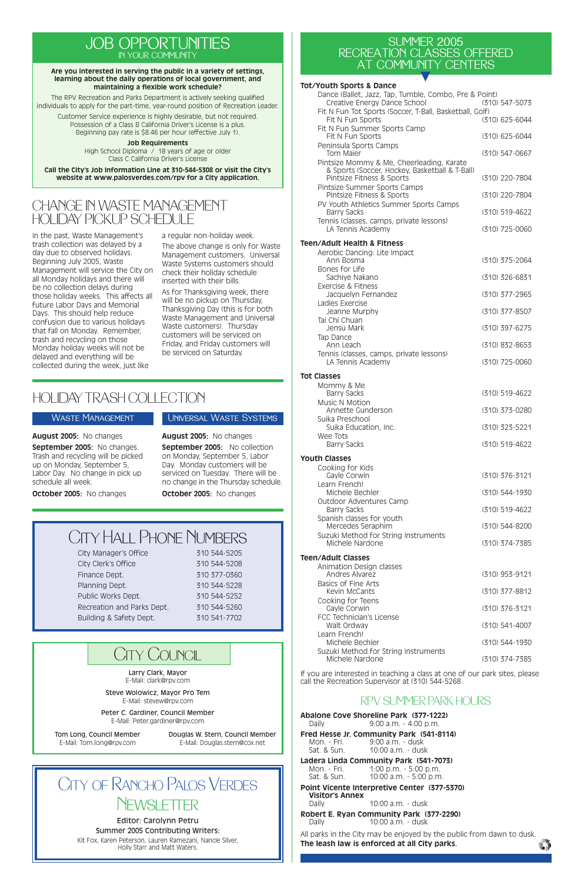# JOB OPPORTUNITIES
## IN YOUR COMMUNITY

**Are you interested in serving the public in a variety of settings, learning about the daily operations of local government, and maintaining a flexible work schedule?**

The RPV Recreation and Parks Department is actively seeking qualified individuals to apply for the part-time, year-round position of Recreation Leader.

Customer Service experience is highly desirable, but not required. Possession of a Class B California Driver's License is a plus. Beginning pay rate is $8.46 per hour (effective July 1).

**Job Requirements**
High School Diploma / 18 years of age or older
Class C California Driver's License

**Call the City's Job Information Line at 310-544-5308 or visit the City's website at www.palosverdes.com/rpv for a City application.**

# CHANGE IN WASTE MANAGEMENT HOLIDAY PICKUP SCHEDULE

In the past, Waste Management's trash collection was delayed by a day due to observed holidays. Beginning July 2005, Waste Management will service the City on all Monday holidays and there will be no collection delays during those holiday weeks. This affects all future Labor Days and Memorial Days. This should help reduce confusion due to various holidays that fall on Monday. Remember, trash and recycling on those Monday holiday weeks will not be delayed and everything will be collected during the week, just like a regular non-holiday week.

The above change is only for Waste Management customers. Universal Waste Systems customers should check their holiday schedule inserted with their bills.

As for Thanksgiving week, there will be no pickup on Thursday, Thanksgiving Day (this is for both Waste Management and Universal Waste customers). Thursday customers will be serviced on Friday, and Friday customers will be serviced on Saturday.

# HOLIDAY TRASH COLLECTION

## Waste Management

**August 2005:** No changes

**September 2005:** No changes. Trash and recycling will be picked up on Monday, September 5, Labor Day. No change in pick up schedule all week.

**October 2005:** No changes

## Universal Waste Systems

**August 2005:** No changes

**September 2005:** No collection on Monday, September 5, Labor Day. Monday customers will be serviced on Tuesday. There will be no change in the Thursday schedule.

**October 2005:** No changes

# CITY HALL PHONE NUMBERS

| | |
|---|---|
| City Manager's Office | 310 544-5205 |
| City Clerk's Office | 310 544-5208 |
| Finance Dept. | 310 377-0360 |
| Planning Dept. | 310 544-5228 |
| Public Works Dept. | 310 544-5252 |
| Recreation and Parks Dept. | 310 544-5260 |
| Building & Safety Dept. | 310 541-7702 |

# CITY COUNCIL

Larry Clark, Mayor
E-Mail: clark@rpv.com

Steve Wolowicz, Mayor Pro Tem
E-Mail: stevew@rpv.com

Peter C. Gardiner, Council Member
E-Mail: Peter.gardiner@rpv.com

Tom Long, Council Member
E-Mail: Tom.long@rpv.com

Douglas W. Stern, Council Member
E-Mail: Douglas.stern@cox.net

# CITY OF RANCHO PALOS VERDES NEWSLETTER

Editor: Carolynn Petru

Summer 2005 Contributing Writers:
Kit Fox, Karen Peterson, Lauren Ramezani, Nancie Silver, Holly Starr and Matt Waters.

# SUMMER 2005 RECREATION CLASSES OFFERED AT COMMUNITY CENTERS

**Tot/Youth Sports & Dance**

| | |
|---|---|
| Dance (Ballet, Jazz, Tap, Tumble, Combo, Pre & Point) — Creative Energy Dance School | (310) 547-5073 |
| Fit N Fun Tot Sports (Soccer, T-Ball, Basketball, Golf) — Fit N Fun Sports | (310) 625-6044 |
| Fit N Fun Summer Sports Camp — Fit N Fun Sports | (310) 625-6044 |
| Peninsula Sports Camps — Tom Maier | (310) 547-0667 |
| Pintsize Mommy & Me, Cheerleading, Karate & Sports (Soccer, Hockey, Basketball & T-Ball) — Pintsize Fitness & Sports | (310) 220-7804 |
| Pintsize Summer Sports Camps — Pintsize Fitness & Sports | (310) 220-7804 |
| PV Youth Athletics Summer Sports Camps — Barry Sacks | (310) 519-4622 |
| Tennis (classes, camps, private lessons) — LA Tennis Academy | (310) 725-0060 |

**Teen/Adult Health & Fitness**

| | |
|---|---|
| Aerobic Dancing: Lite Impact — Ann Bosma | (310) 375-2064 |
| Bones for Life — Sachiye Nakano | (310) 326-6831 |
| Exercise & Fitness — Jacquelyn Fernandez | (310) 377-2965 |
| Ladies Exercise — Jeanne Murphy | (310) 377-8507 |
| Tai Chi Chuan — Jensu Mark | (310) 397-6275 |
| Tap Dance — Ann Leach | (310) 832-8653 |
| Tennis (classes, camps, private lessons) — LA Tennis Academy | (310) 725-0060 |

**Tot Classes**

| | |
|---|---|
| Mommy & Me — Barry Sacks | (310) 519-4622 |
| Music N Motion — Annette Gunderson | (310) 373-0280 |
| Suika Preschool — Suika Education, Inc. | (310) 323-5221 |
| Wee Tots — Barry Sacks | (310) 519-4622 |

**Youth Classes**

| | |
|---|---|
| Cooking for Kids — Gayle Corwin | (310) 376-3121 |
| Learn French! — Michele Bechler | (310) 544-1930 |
| Outdoor Adventures Camp — Barry Sacks | (310) 519-4622 |
| Spanish classes for youth — Mercedes Seraphim | (310) 544-8200 |
| Suzuki Method for String Instruments — Michele Nardone | (310) 374-7385 |

**Teen/Adult Classes**

| | |
|---|---|
| Animation Design classes — Andres Alvarez | (310) 953-9121 |
| Basics of Fine Arts — Kevin McCants | (310) 377-8812 |
| Cooking for Teens — Gayle Corwin | (310) 376-3121 |
| FCC Technician's License — Walt Ordway | (310) 541-4007 |
| Learn French! — Michele Bechler | (310) 544-1930 |
| Suzuki Method for String Instruments — Michele Nardone | (310) 374-7385 |

If you are interested in teaching a class at one of our park sites, please call the Recreation Supervisor at (310) 544-5268.

## RPV SUMMER PARK HOURS

**Abalone Cove Shoreline Park (377-1222)**
Daily — 9:00 a.m. - 4:00 p.m.

**Fred Hesse Jr. Community Park (541-8114)**
Mon. - Fri. — 9:00 a.m. - dusk
Sat. & Sun. — 10:00 a.m. - dusk

**Ladera Linda Community Park (541-7073)**
Mon. - Fri. — 1:00 p.m. - 5:00 p.m.
Sat. & Sun. — 10:00 a.m. - 5:00 p.m.

**Point Vicente Interpretive Center (377-5370)**
**Visitor's Annex**
Daily — 10:00 a.m. - dusk

**Robert E. Ryan Community Park (377-2290)**
Daily — 10:00 a.m. - dusk

All parks in the City may be enjoyed by the public from dawn to dusk.
**The leash law is enforced at all City parks.**